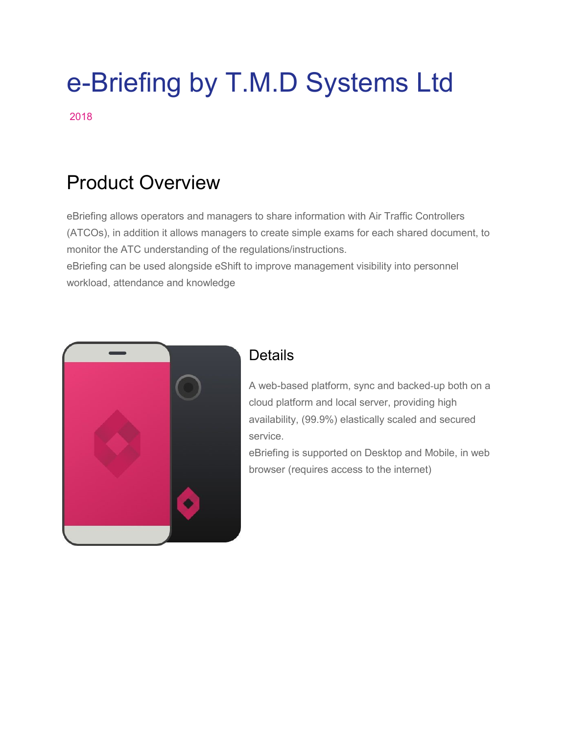# e-Briefing by T.M.D Systems Ltd

2018

## Product Overview

eBriefing allows operators and managers to share information with Air Traffic Controllers (ATCOs), in addition it allows managers to create simple exams for each shared document, to monitor the ATC understanding of the regulations/instructions.
eBriefing can be used alongside eShift to improve management visibility into personnel workload, attendance and knowledge

## Details

A web-based platform, sync and backed-up both on a cloud platform and local server, providing high availability, (99.9%) elastically scaled and secured service.
eBriefing is supported on Desktop and Mobile, in web browser (requires access to the internet)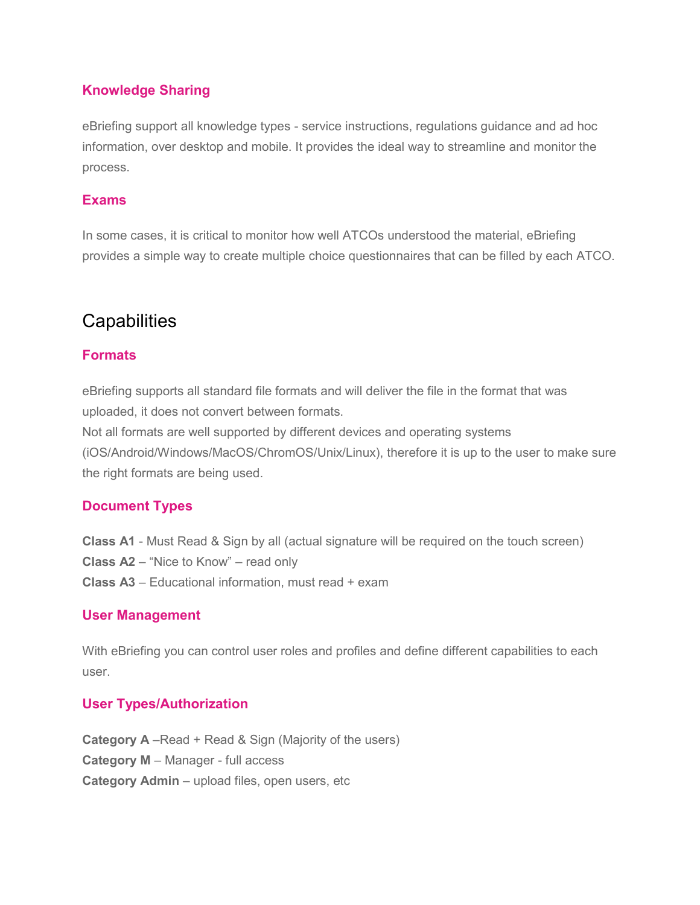### Knowledge Sharing

eBriefing support all knowledge types - service instructions, regulations guidance and ad hoc information, over desktop and mobile. It provides the ideal way to streamline and monitor the process.

### Exams

In some cases, it is critical to monitor how well ATCOs understood the material, eBriefing provides a simple way to create multiple choice questionnaires that can be filled by each ATCO.

## Capabilities

### Formats

eBriefing supports all standard file formats and will deliver the file in the format that was uploaded, it does not convert between formats.
Not all formats are well supported by different devices and operating systems (iOS/Android/Windows/MacOS/ChromOS/Unix/Linux), therefore it is up to the user to make sure the right formats are being used.

### Document Types

**Class A1** - Must Read & Sign by all (actual signature will be required on the touch screen)
**Class A2** – "Nice to Know" – read only
**Class A3** – Educational information, must read + exam

### User Management

With eBriefing you can control user roles and profiles and define different capabilities to each user.

### User Types/Authorization

**Category A** –Read + Read & Sign (Majority of the users)
**Category M** – Manager - full access
**Category Admin** – upload files, open users, etc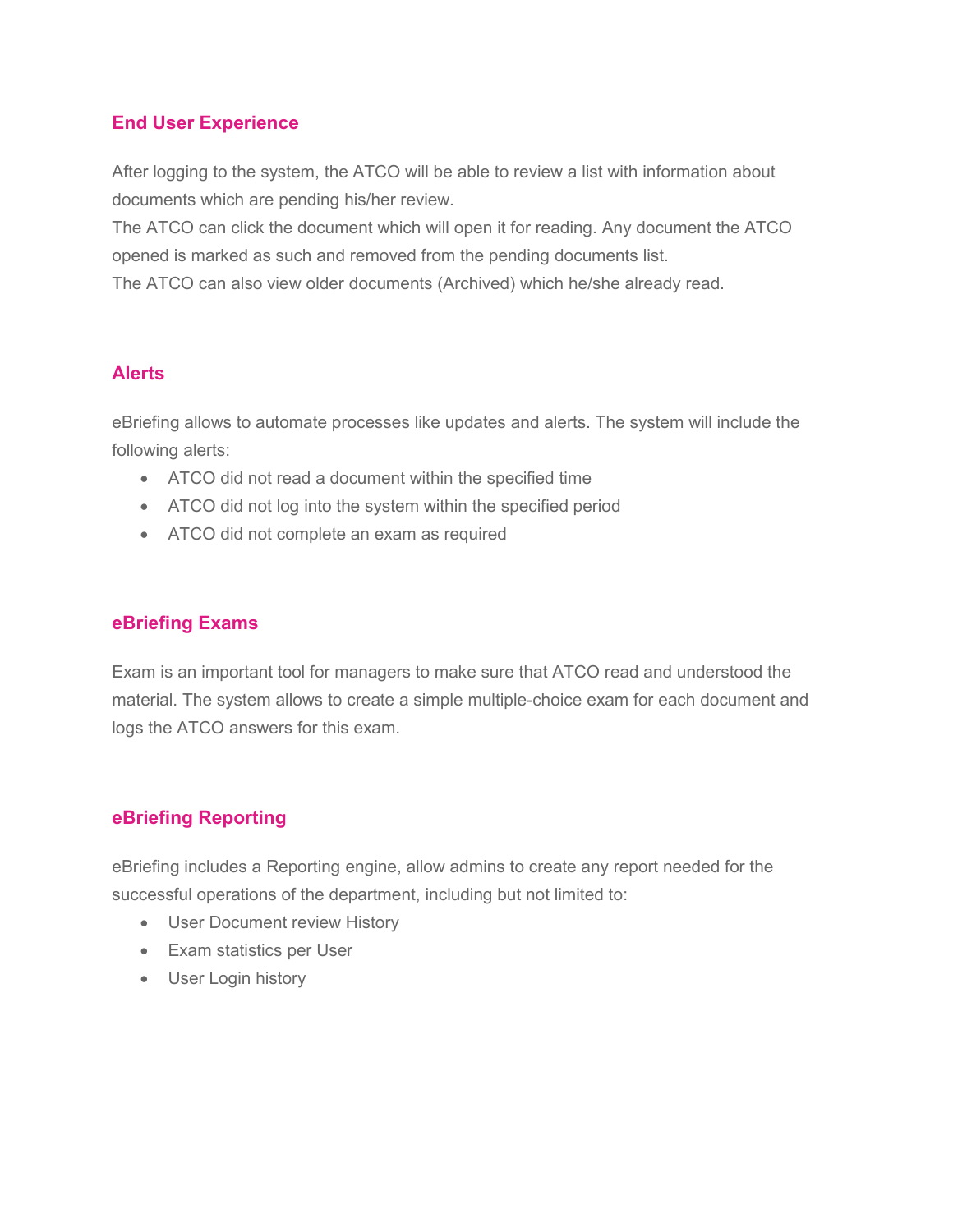## End User Experience

After logging to the system, the ATCO will be able to review a list with information about documents which are pending his/her review.
The ATCO can click the document which will open it for reading. Any document the ATCO opened is marked as such and removed from the pending documents list.
The ATCO can also view older documents (Archived) which he/she already read.

## Alerts

eBriefing allows to automate processes like updates and alerts. The system will include the following alerts:

- ATCO did not read a document within the specified time
- ATCO did not log into the system within the specified period
- ATCO did not complete an exam as required

## eBriefing Exams

Exam is an important tool for managers to make sure that ATCO read and understood the material. The system allows to create a simple multiple-choice exam for each document and logs the ATCO answers for this exam.

## eBriefing Reporting

eBriefing includes a Reporting engine, allow admins to create any report needed for the successful operations of the department, including but not limited to:

- User Document review History
- Exam statistics per User
- User Login history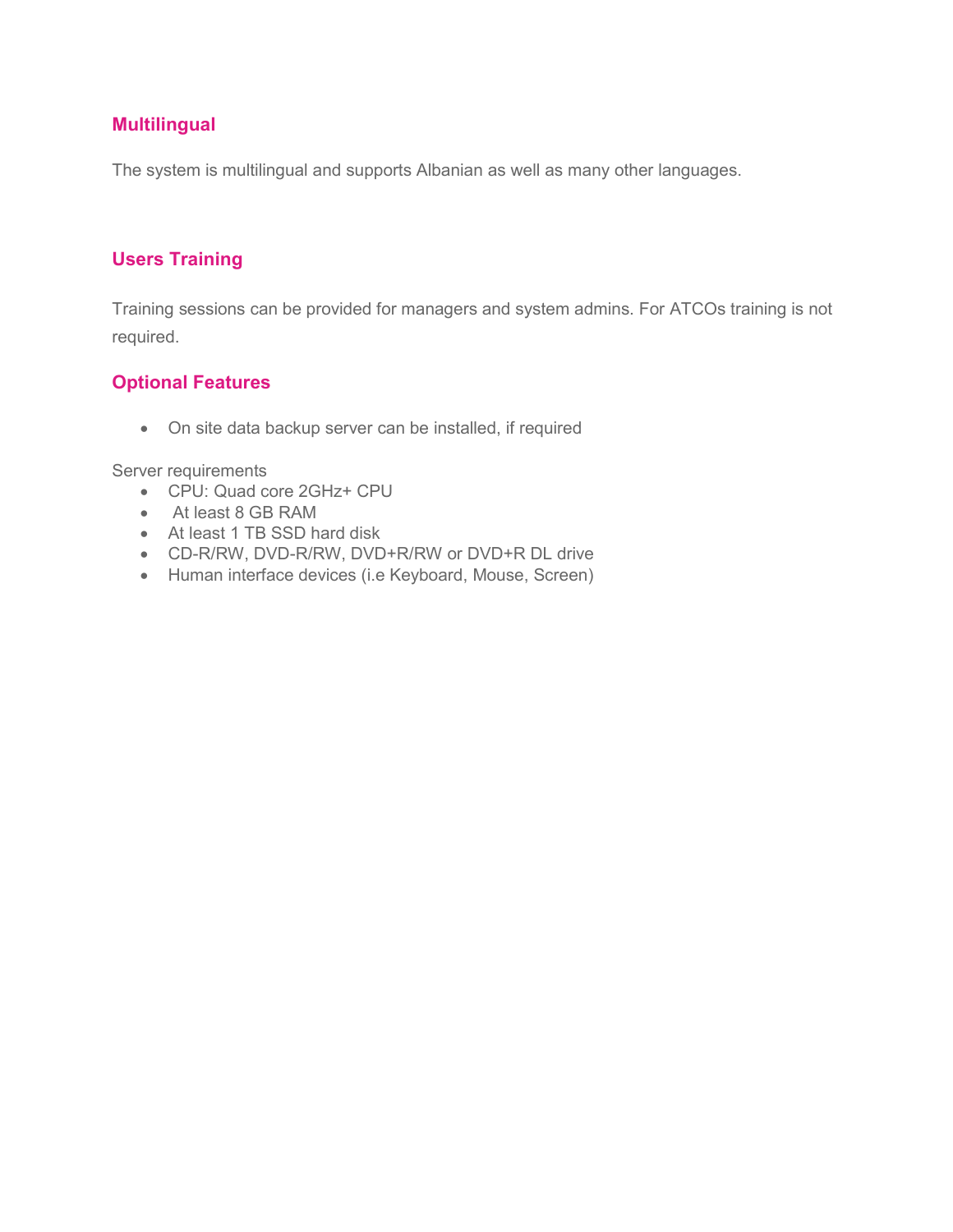## Multilingual

The system is multilingual and supports Albanian as well as many other languages.

## Users Training

Training sessions can be provided for managers and system admins. For ATCOs training is not required.

## Optional Features

- On site data backup server can be installed, if required

Server requirements

- CPU: Quad core 2GHz+ CPU
- At least 8 GB RAM
- At least 1 TB SSD hard disk
- CD-R/RW, DVD-R/RW, DVD+R/RW or DVD+R DL drive
- Human interface devices (i.e Keyboard, Mouse, Screen)